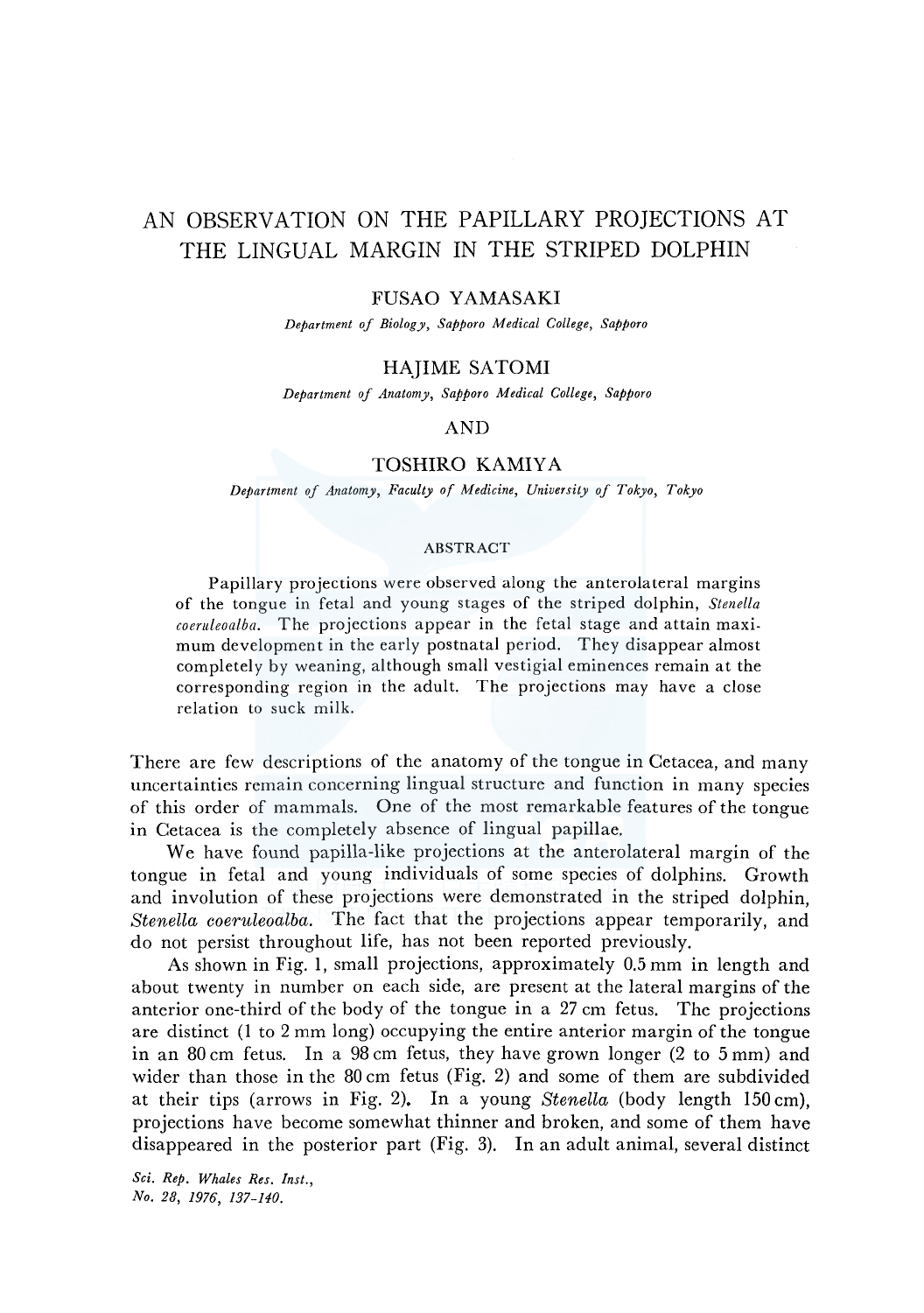# AN OBSERVATION ON THE PAPILLARY PROJECTIONS AT THE LINGUAL MARGIN IN THE STRIPED DOLPHIN

FUSAO YAMASAKI

*Department of Biology, Sapporo Medical College, Sapporo*

HAJIME SATOMI

*Department of Anatomy, Sapporo Medical College, Sapporo*

AND

TOSHIRO KAMIYA

*Department of Anatomy, Faculty of Medicine, University of Tokyo, Tokyo*

## ABSTRACT

Papillary projections were observed along the anterolateral margins of the tongue in fetal and young stages of the striped dolphin, *Stenella coeruleoalba*. The projections appear in the fetal stage and attain maximum development in the early postnatal period. They disappear almost completely by weaning, although small vestigial eminences remain at the corresponding region in the adult. The projections may have a close relation to suck milk.

There are few descriptions of the anatomy of the tongue in Cetacea, and many uncertainties remain concerning lingual structure and function in many species of this order of mammals. One of the most remarkable features of the tongue in Cetacea is the completely absence of lingual papillae.

We have found papilla-like projections at the anterolateral margin of the tongue in fetal and young individuals of some species of dolphins. Growth and involution of these projections were demonstrated in the striped dolphin, *Stenella coeruleoalba*. The fact that the projections appear temporarily, and do not persist throughout life, has not been reported previously.

As shown in Fig. 1, small projections, approximately 0.5 mm in length and about twenty in number on each side, are present at the lateral margins of the anterior one-third of the body of the tongue in a 27 cm fetus. The projections are distinct (1 to 2 mm long) occupying the entire anterior margin of the tongue in an 80 cm fetus. In a 98 cm fetus, they have grown longer (2 to 5 mm) and wider than those in the 80 cm fetus (Fig. 2) and some of them are subdivided at their tips (arrows in Fig. 2). In a young *Stenella* (body length 150 cm), projections have become somewhat thinner and broken, and some of them have disappeared in the posterior part (Fig. 3). In an adult animal, several distinct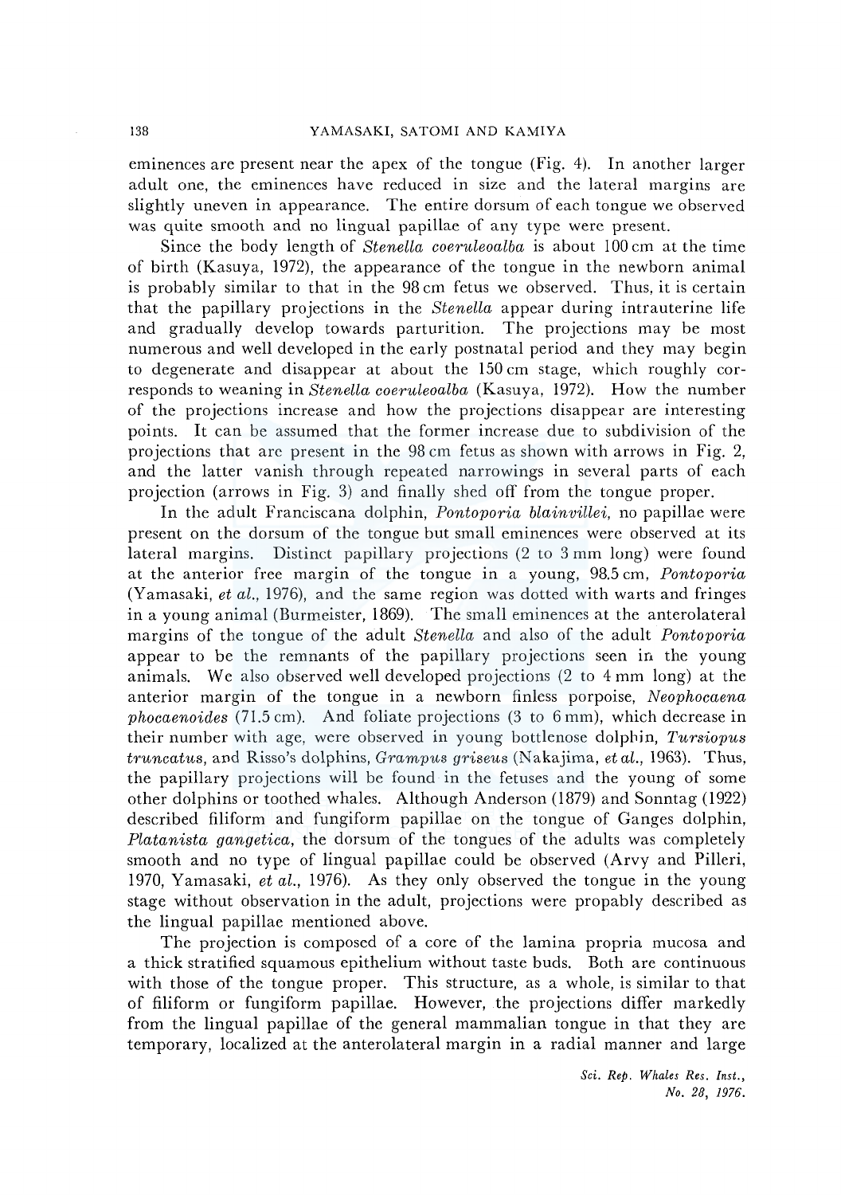eminences are present near the apex of the tongue (Fig. 4). In another larger adult one, the eminences have reduced in size and the lateral margins are slightly uneven in appearance. The entire dorsum of each tongue we observed was quite smooth and no lingual papillae of any type were present.

Since the body length of *Stenella coeruleoalba* is about 100 cm at the time of birth (Kasuya, 1972), the appearance of the tongue in the newborn animal is probably similar to that in the 98 cm fetus we observed. Thus, it is certain that the papillary projections in the *Stenella* appear during intrauterine life and gradually develop towards parturition. The projections may be most numerous and well developed in the early postnatal period and they may begin to degenerate and disappear at about the 150 cm stage, which roughly corresponds to weaning in *Stenella coeruleoalba* (Kasuya, 1972). How the number of the projections increase and how the projections disappear are interesting points. It can be assumed that the former increase due to subdivision of the projections that are present in the 98 cm fetus as shown with arrows in Fig. 2, and the latter vanish through repeated narrowings in several parts of each projection (arrows in Fig. 3) and finally shed off from the tongue proper.

In the adult Franciscana dolphin, *Pontoporia blainvillei*, no papillae were present on the dorsum of the tongue but small eminences were observed at its lateral margins. Distinct papillary projections (2 to 3 mm long) were found at the anterior free margin of the tongue in a young, 98.5 cm, *Pontoporia* (Yamasaki, *et al.*, 1976), and the same region was dotted with warts and fringes in a young animal (Burmeister, 1869). The small eminences at the anterolateral margins of the tongue of the adult *Stenella* and also of the adult *Pontoporia* appear to be the remnants of the papillary projections seen in the young animals. We also observed well developed projections (2 to 4 mm long) at the anterior margin of the tongue in a newborn finless porpoise, *Neophocaena phocaenoides* (71.5 cm). And foliate projections (3 to 6 mm), which decrease in their number with age, were observed in young bottlenose dolphin, *Tursiops truncatus*, and Risso's dolphins, *Grampus griseus* (Nakajima, *et al.*, 1963). Thus, the papillary projections will be found in the fetuses and the young of some other dolphins or toothed whales. Although Anderson (1879) and Sonntag (1922) described filiform and fungiform papillae on the tongue of Ganges dolphin, *Platanista gangetica*, the dorsum of the tongues of the adults was completely smooth and no type of lingual papillae could be observed (Arvy and Pilleri, 1970, Yamasaki, *et al.*, 1976). As they only observed the tongue in the young stage without observation in the adult, projections were propably described as the lingual papillae mentioned above.

The projection is composed of a core of the lamina propria mucosa and a thick stratified squamous epithelium without taste buds. Both are continuous with those of the tongue proper. This structure, as a whole, is similar to that of filiform or fungiform papillae. However, the projections differ markedly from the lingual papillae of the general mammalian tongue in that they are temporary, localized at the anterolateral margin in a radial manner and large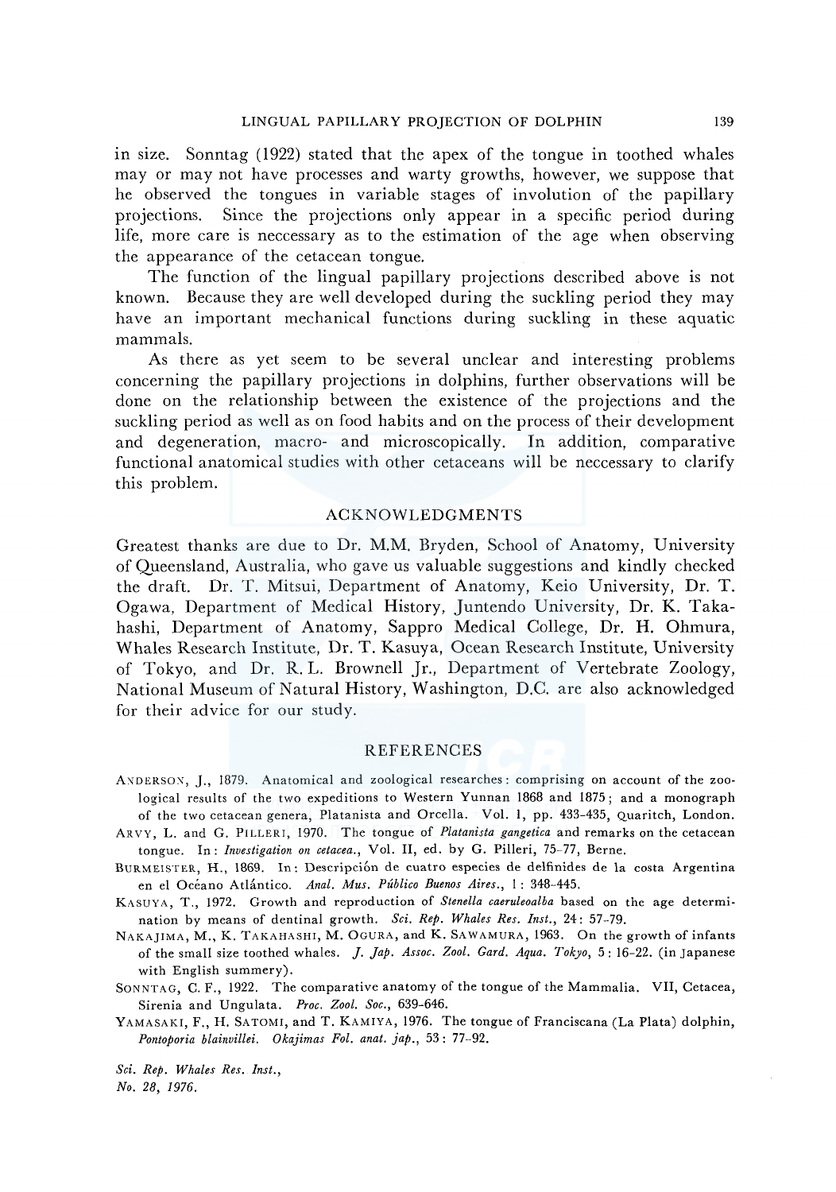in size. Sonntag (1922) stated that the apex of the tongue in toothed whales may or may not have processes and warty growths, however, we suppose that he observed the tongues in variable stages of involution of the papillary projections. Since the projections only appear in a specific period during life, more care is neccessary as to the estimation of the age when observing the appearance of the cetacean tongue.

The function of the lingual papillary projections described above is not known. Because they are well developed during the suckling period they may have an important mechanical functions during suckling in these aquatic mammals.

As there as yet seem to be several unclear and interesting problems concerning the papillary projections in dolphins, further observations will be done on the relationship between the existence of the projections and the suckling period as well as on food habits and on the process of their development and degeneration, macro- and microscopically. In addition, comparative functional anatomical studies with other cetaceans will be neccessary to clarify this problem.

## ACKNOWLEDGMENTS

Greatest thanks are due to Dr. M.M. Bryden, School of Anatomy, University of Queensland, Australia, who gave us valuable suggestions and kindly checked the draft. Dr. T. Mitsui, Department of Anatomy, Keio University, Dr. T. Ogawa, Department of Medical History, Juntendo University, Dr. K. Takahashi, Department of Anatomy, Sappro Medical College, Dr. H. Ohmura, Whales Research Institute, Dr. T. Kasuya, Ocean Research Institute, University of Tokyo, and Dr. R. L. Brownell Jr., Department of Vertebrate Zoology, National Museum of Natural History, Washington, D.C. are also acknowledged for their advice for our study.

## REFERENCES

ANDERSON, J., 1879. Anatomical and zoological researches: comprising on account of the zoological results of the two expeditions to Western Yunnan 1868 and 1875; and a monograph of the two cetacean genera, Platanista and Orcella. Vol. 1, pp. 433–435, Quaritch, London.

ARVY, L. and G. PILLERI, 1970. The tongue of *Platanista gangetica* and remarks on the cetacean tongue. In: *Investigation on cetacea.*, Vol. II, ed. by G. Pilleri, 75–77, Berne.

BURMEISTER, H., 1869. In: Descripción de cuatro especies de delfinides de la costa Argentina en el Océano Atlántico. *Anal. Mus. Público Buenos Aires.*, 1: 348–445.

KASUYA, T., 1972. Growth and reproduction of *Stenella caeruleoalba* based on the age determination by means of dentinal growth. *Sci. Rep. Whales Res. Inst.*, 24: 57–79.

NAKAJIMA, M., K. TAKAHASHI, M. OGURA, and K. SAWAMURA, 1963. On the growth of infants of the small size toothed whales. *J. Jap. Assoc. Zool. Gard. Aqua. Tokyo*, 5: 16–22. (in Japanese with English summery).

SONNTAG, C. F., 1922. The comparative anatomy of the tongue of the Mammalia. VII, Cetacea, Sirenia and Ungulata. *Proc. Zool. Soc.*, 639–646.

YAMASAKI, F., H. SATOMI, and T. KAMIYA, 1976. The tongue of Franciscana (La Plata) dolphin, *Pontoporia blainvillei*. *Okajimas Fol. anat. jap.*, 53: 77–92.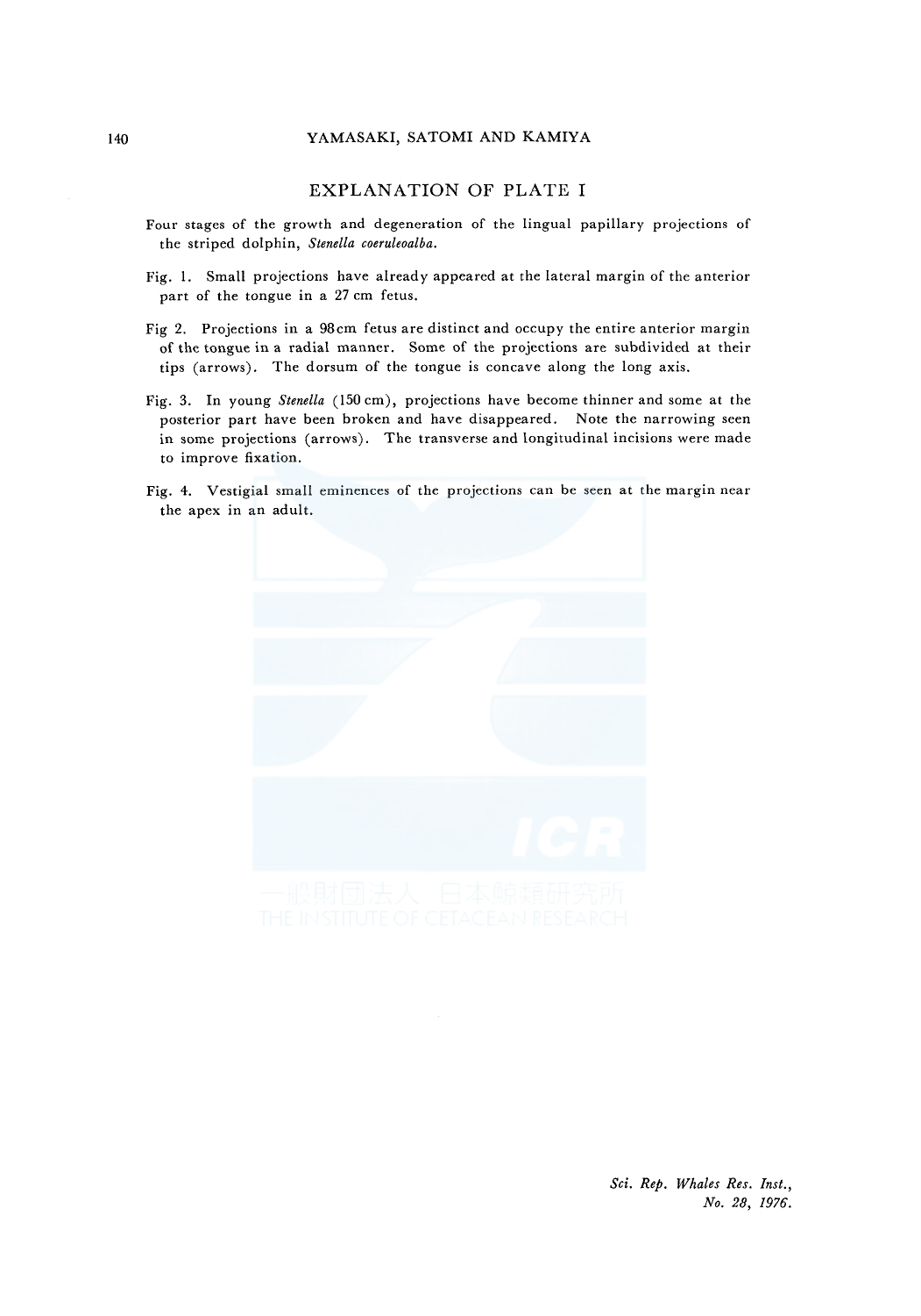## EXPLANATION OF PLATE I

Four stages of the growth and degeneration of the lingual papillary projections of the striped dolphin, *Stenella coeruleoalba*.

Fig. 1. Small projections have already appeared at the lateral margin of the anterior part of the tongue in a 27 cm fetus.

Fig 2. Projections in a 98 cm fetus are distinct and occupy the entire anterior margin of the tongue in a radial manner. Some of the projections are subdivided at their tips (arrows). The dorsum of the tongue is concave along the long axis.

Fig. 3. In young *Stenella* (150 cm), projections have become thinner and some at the posterior part have been broken and have disappeared. Note the narrowing seen in some projections (arrows). The transverse and longitudinal incisions were made to improve fixation.

Fig. 4. Vestigial small eminences of the projections can be seen at the margin near the apex in an adult.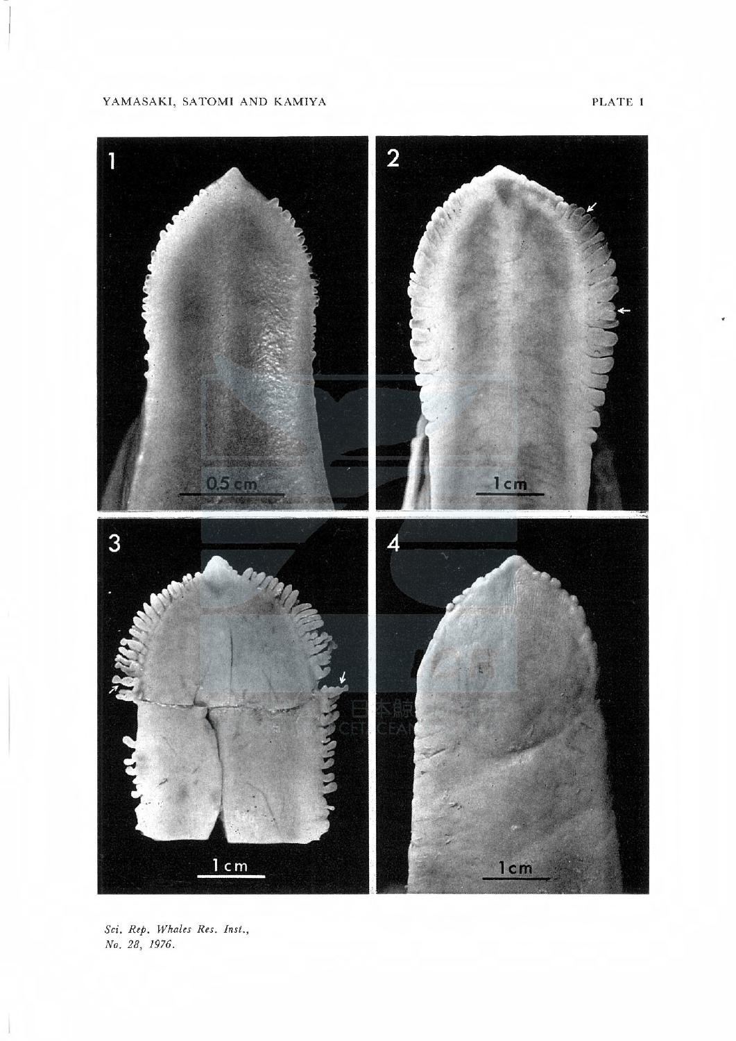1

0.5 cm

2

1 cm

3

1 cm

4

1 cm